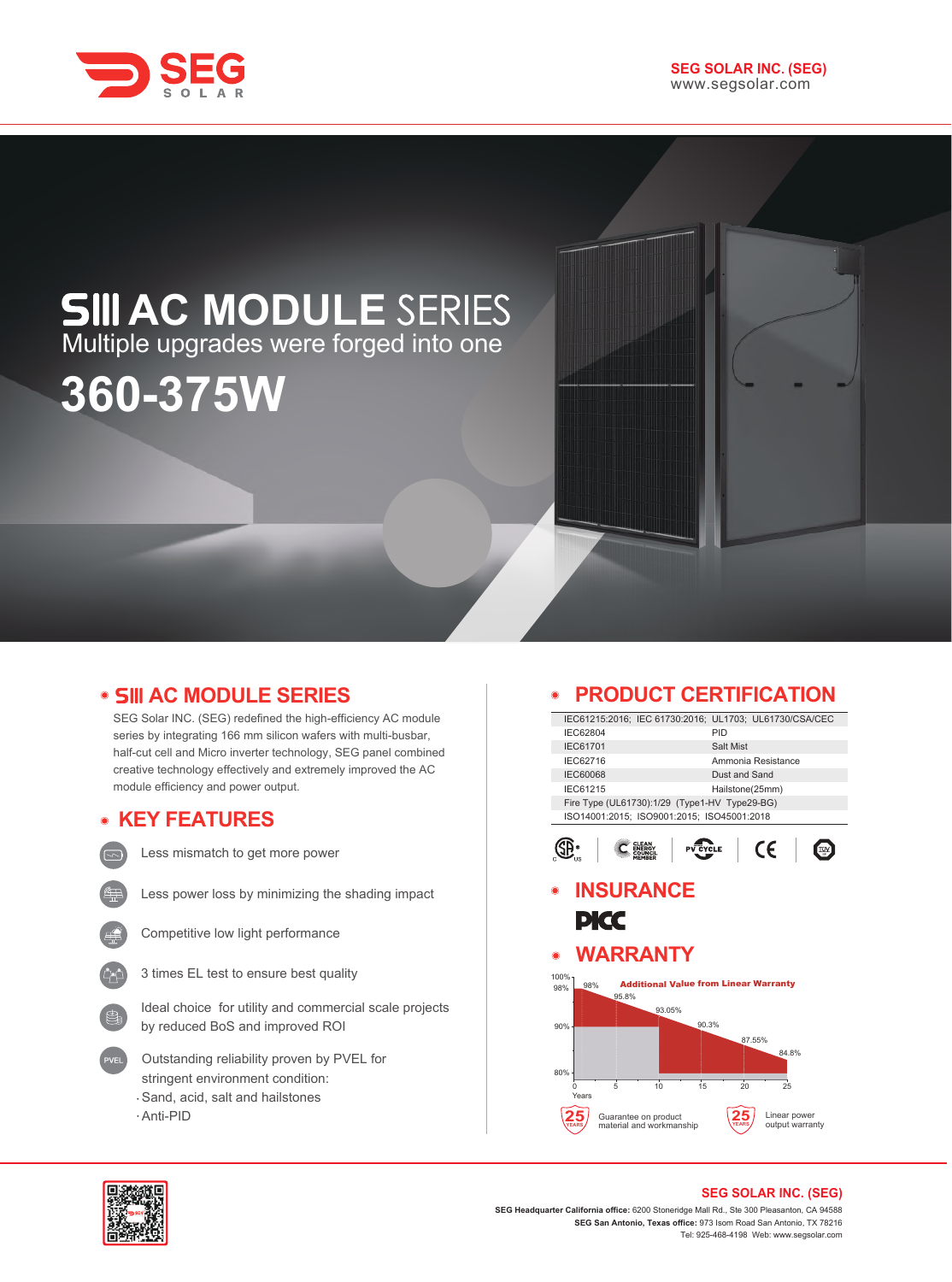SEG SOLAR INC. (SEG)
www.segsolar.com

# SIII AC MODULE SERIES

Multiple upgrades were forged into one

**360-375W**

## SIII AC MODULE SERIES

SEG Solar INC. (SEG) redefined the high-efficiency AC module series by integrating 166 mm silicon wafers with multi-busbar, half-cut cell and Micro inverter technology, SEG panel combined creative technology effectively and extremely improved the AC module efficiency and power output.

## KEY FEATURES

- Less mismatch to get more power
- Less power loss by minimizing the shading impact
- Competitive low light performance
- 3 times EL test to ensure best quality
- Ideal choice for utility and commercial scale projects by reduced BoS and improved ROI
- Outstanding reliability proven by PVEL for stringent environment condition:
  - Sand, acid, salt and hailstones
  - Anti-PID

## PRODUCT CERTIFICATION

| IEC61215:2016; IEC 61730:2016; UL1703; UL61730/CSA/CEC | |
|---|---|
| IEC62804 | PID |
| IEC61701 | Salt Mist |
| IEC62716 | Ammonia Resistance |
| IEC60068 | Dust and Sand |
| IEC61215 | Hailstone(25mm) |
| Fire Type (UL61730):1/29 (Type1-HV Type29-BG) | |
| ISO14001:2015; ISO9001:2015; ISO45001:2018 | |

## INSURANCE

PICC

## WARRANTY

Additional Value from Linear Warranty

| Years | 0 | 5 | 10 | 15 | 20 | 25 |
|---|---|---|---|---|---|---|
| Linear warranty | 98% | 95.8% | 93.05% | 90.3% | 87.55% | 84.8% |

25 YEARS Guarantee on product material and workmanship

25 YEARS Linear power output warranty

**SEG SOLAR INC. (SEG)**

**SEG Headquarter California office:** 6200 Stoneridge Mall Rd., Ste 300 Pleasanton, CA 94588
**SEG San Antonio, Texas office:** 973 Isom Road San Antonio, TX 78216
Tel: 925-468-4198 Web: www.segsolar.com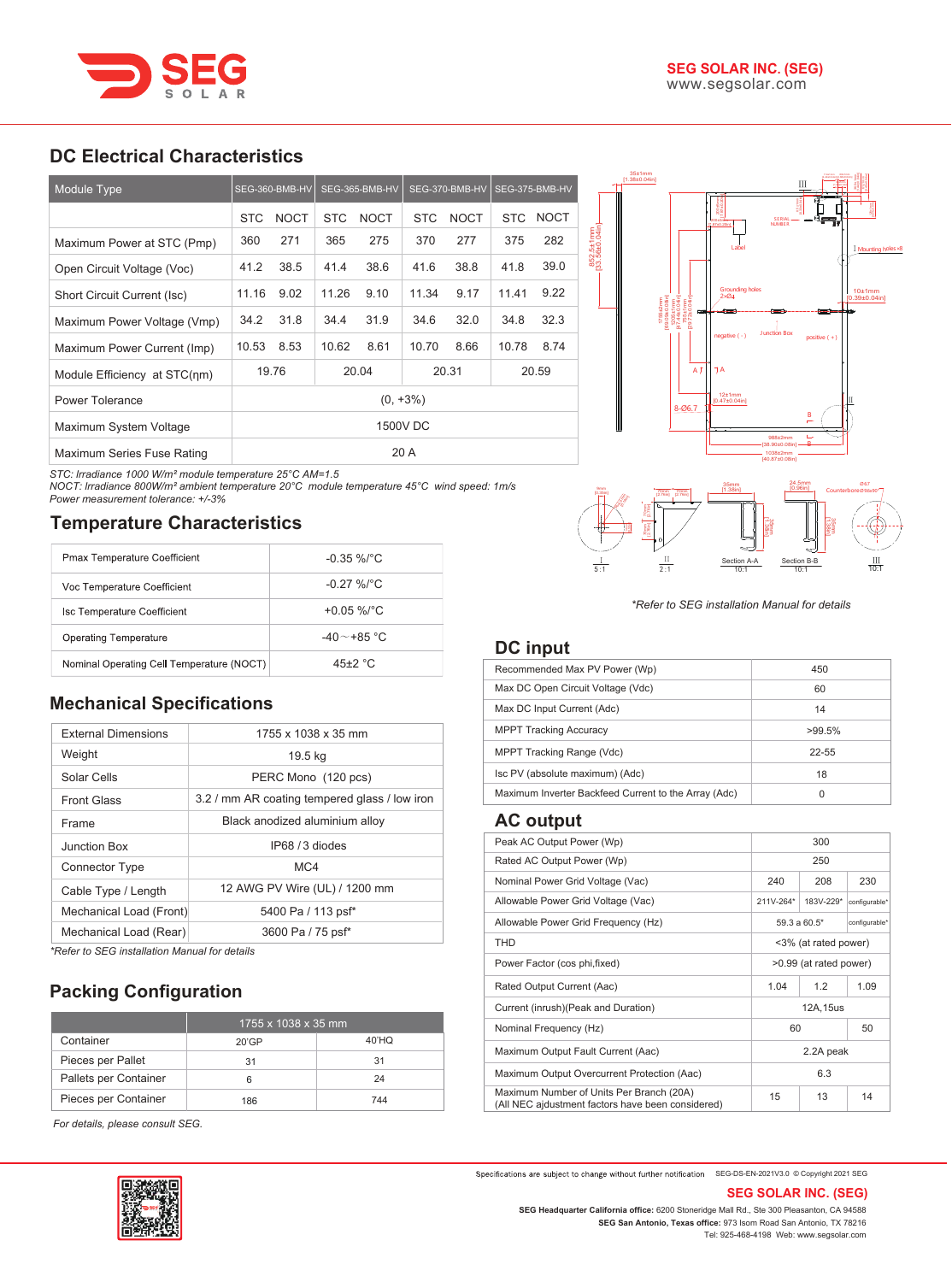SEG SOLAR INC. (SEG)
www.segsolar.com

## DC Electrical Characteristics

| Module Type | SEG-360-BMB-HV | | SEG-365-BMB-HV | | SEG-370-BMB-HV | | SEG-375-BMB-HV | |
|---|---|---|---|---|---|---|---|---|
| | STC | NOCT | STC | NOCT | STC | NOCT | STC | NOCT |
| Maximum Power at STC (Pmp) | 360 | 271 | 365 | 275 | 370 | 277 | 375 | 282 |
| Open Circuit Voltage (Voc) | 41.2 | 38.5 | 41.4 | 38.6 | 41.6 | 38.8 | 41.8 | 39.0 |
| Short Circuit Current (Isc) | 11.16 | 9.02 | 11.26 | 9.10 | 11.34 | 9.17 | 11.41 | 9.22 |
| Maximum Power Voltage (Vmp) | 34.2 | 31.8 | 34.4 | 31.9 | 34.6 | 32.0 | 34.8 | 32.3 |
| Maximum Power Current (Imp) | 10.53 | 8.53 | 10.62 | 8.61 | 10.70 | 8.66 | 10.78 | 8.74 |
| Module Efficiency at STC(ηm) | 19.76 | | 20.04 | | 20.31 | | 20.59 | |
| Power Tolerance | (0, +3%) | | | | | | | |
| Maximum System Voltage | 1500V DC | | | | | | | |
| Maximum Series Fuse Rating | 20 A | | | | | | | |

*STC: Irradiance 1000 W/m² module temperature 25°C AM=1.5*
*NOCT: Irradiance 800W/m² ambient temperature 20°C module temperature 45°C wind speed: 1m/s*
*Power measurement tolerance: +/-3%*

*Refer to SEG installation Manual for details

## Temperature Characteristics

| | |
|---|---|
| Pmax Temperature Coefficient | -0.35 %/°C |
| Voc Temperature Coefficient | -0.27 %/°C |
| Isc Temperature Coefficient | +0.05 %/°C |
| Operating Temperature | -40～+85 °C |
| Nominal Operating Cell Temperature (NOCT) | 45±2 °C |

## Mechanical Specifications

| | |
|---|---|
| External Dimensions | 1755 x 1038 x 35 mm |
| Weight | 19.5 kg |
| Solar Cells | PERC Mono (120 pcs) |
| Front Glass | 3.2 / mm AR coating tempered glass / low iron |
| Frame | Black anodized aluminium alloy |
| Junction Box | IP68 / 3 diodes |
| Connector Type | MC4 |
| Cable Type / Length | 12 AWG PV Wire (UL) / 1200 mm |
| Mechanical Load (Front) | 5400 Pa / 113 psf* |
| Mechanical Load (Rear) | 3600 Pa / 75 psf* |

*Refer to SEG installation Manual for details

## Packing Configuration

| | 1755 x 1038 x 35 mm | |
|---|---|---|
| Container | 20'GP | 40'HQ |
| Pieces per Pallet | 31 | 31 |
| Pallets per Container | 6 | 24 |
| Pieces per Container | 186 | 744 |

*For details, please consult SEG.*

## DC input

| | |
|---|---|
| Recommended Max PV Power (Wp) | 450 |
| Max DC Open Circuit Voltage (Vdc) | 60 |
| Max DC Input Current (Adc) | 14 |
| MPPT Tracking Accuracy | >99.5% |
| MPPT Tracking Range (Vdc) | 22-55 |
| Isc PV (absolute maximum) (Adc) | 18 |
| Maximum Inverter Backfeed Current to the Array (Adc) | 0 |

## AC output

| | | | |
|---|---|---|---|
| Peak AC Output Power (Wp) | 300 | | |
| Rated AC Output Power (Wp) | 250 | | |
| Nominal Power Grid Voltage (Vac) | 240 | 208 | 230 |
| Allowable Power Grid Voltage (Vac) | 211V-264* | 183V-229* | configurable* |
| Allowable Power Grid Frequency (Hz) | 59.3 a 60.5* | | configurable* |
| THD | <3% (at rated power) | | |
| Power Factor (cos phi,fixed) | >0.99 (at rated power) | | |
| Rated Output Current (Aac) | 1.04 | 1.2 | 1.09 |
| Current (inrush)(Peak and Duration) | 12A,15us | | |
| Nominal Frequency (Hz) | 60 | | 50 |
| Maximum Output Fault Current (Aac) | 2.2A peak | | |
| Maximum Output Overcurrent Protection (Aac) | 6.3 | | |
| Maximum Number of Units Per Branch (20A) (All NEC ajdustment factors have been considered) | 15 | 13 | 14 |

Specifications are subject to change without further notification SEG-DS-EN-2021V3.0 © Copyright 2021 SEG

**SEG SOLAR INC. (SEG)**
**SEG Headquarter California office:** 6200 Stoneridge Mall Rd., Ste 300 Pleasanton, CA 94588
**SEG San Antonio, Texas office:** 973 Isom Road San Antonio, TX 78216
Tel: 925-468-4198 Web: www.segsolar.com